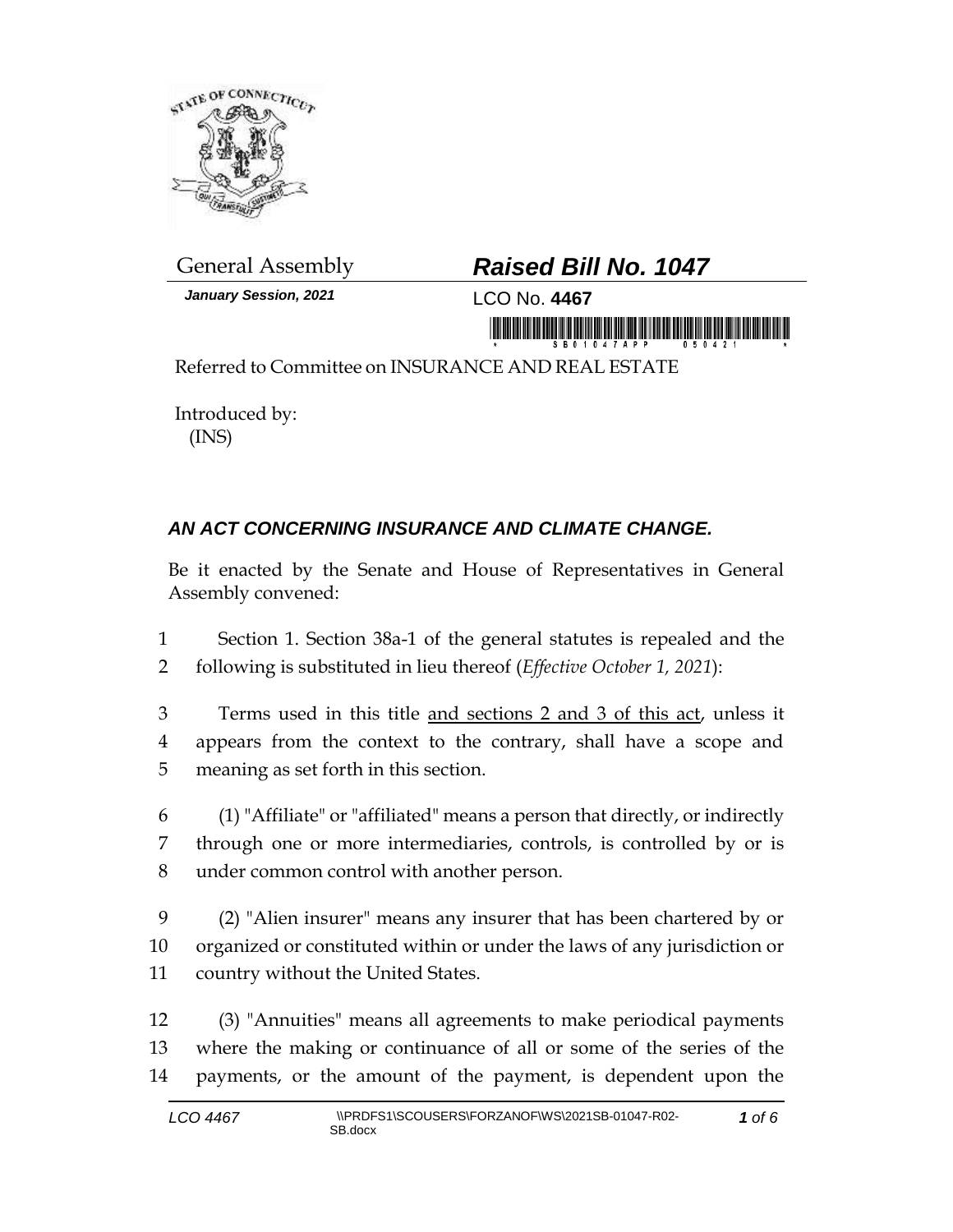General Assembly

***Raised Bill No. 1047***

***January Session, 2021***

LCO No. **4467**

Referred to Committee on INSURANCE AND REAL ESTATE

Introduced by:
(INS)

## *AN ACT CONCERNING INSURANCE AND CLIMATE CHANGE.*

Be it enacted by the Senate and House of Representatives in General Assembly convened:

1 Section 1. Section 38a-1 of the general statutes is repealed and the
2 following is substituted in lieu thereof (*Effective October 1, 2021*):

3 Terms used in this title <u>and sections 2 and 3 of this act</u>, unless it
4 appears from the context to the contrary, shall have a scope and
5 meaning as set forth in this section.

6 (1) "Affiliate" or "affiliated" means a person that directly, or indirectly
7 through one or more intermediaries, controls, is controlled by or is
8 under common control with another person.

9 (2) "Alien insurer" means any insurer that has been chartered by or
10 organized or constituted within or under the laws of any jurisdiction or
11 country without the United States.

12 (3) "Annuities" means all agreements to make periodical payments
13 where the making or continuance of all or some of the series of the
14 payments, or the amount of the payment, is dependent upon the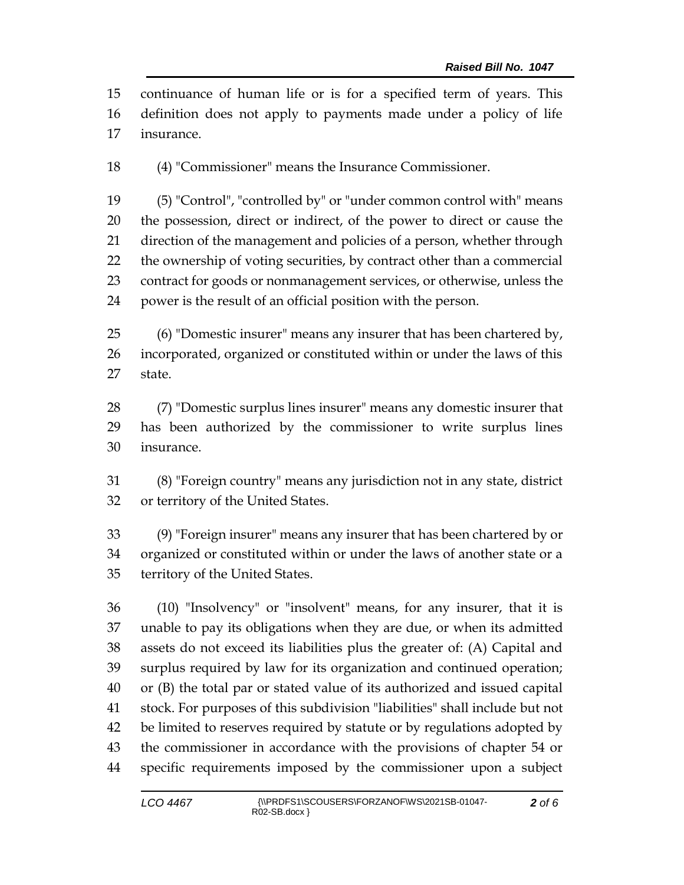continuance of human life or is for a specified term of years. This definition does not apply to payments made under a policy of life insurance.

(4) "Commissioner" means the Insurance Commissioner.

(5) "Control", "controlled by" or "under common control with" means the possession, direct or indirect, of the power to direct or cause the direction of the management and policies of a person, whether through the ownership of voting securities, by contract other than a commercial contract for goods or nonmanagement services, or otherwise, unless the power is the result of an official position with the person.

(6) "Domestic insurer" means any insurer that has been chartered by, incorporated, organized or constituted within or under the laws of this state.

(7) "Domestic surplus lines insurer" means any domestic insurer that has been authorized by the commissioner to write surplus lines insurance.

(8) "Foreign country" means any jurisdiction not in any state, district or territory of the United States.

(9) "Foreign insurer" means any insurer that has been chartered by or organized or constituted within or under the laws of another state or a territory of the United States.

(10) "Insolvency" or "insolvent" means, for any insurer, that it is unable to pay its obligations when they are due, or when its admitted assets do not exceed its liabilities plus the greater of: (A) Capital and surplus required by law for its organization and continued operation; or (B) the total par or stated value of its authorized and issued capital stock. For purposes of this subdivision "liabilities" shall include but not be limited to reserves required by statute or by regulations adopted by the commissioner in accordance with the provisions of chapter 54 or specific requirements imposed by the commissioner upon a subject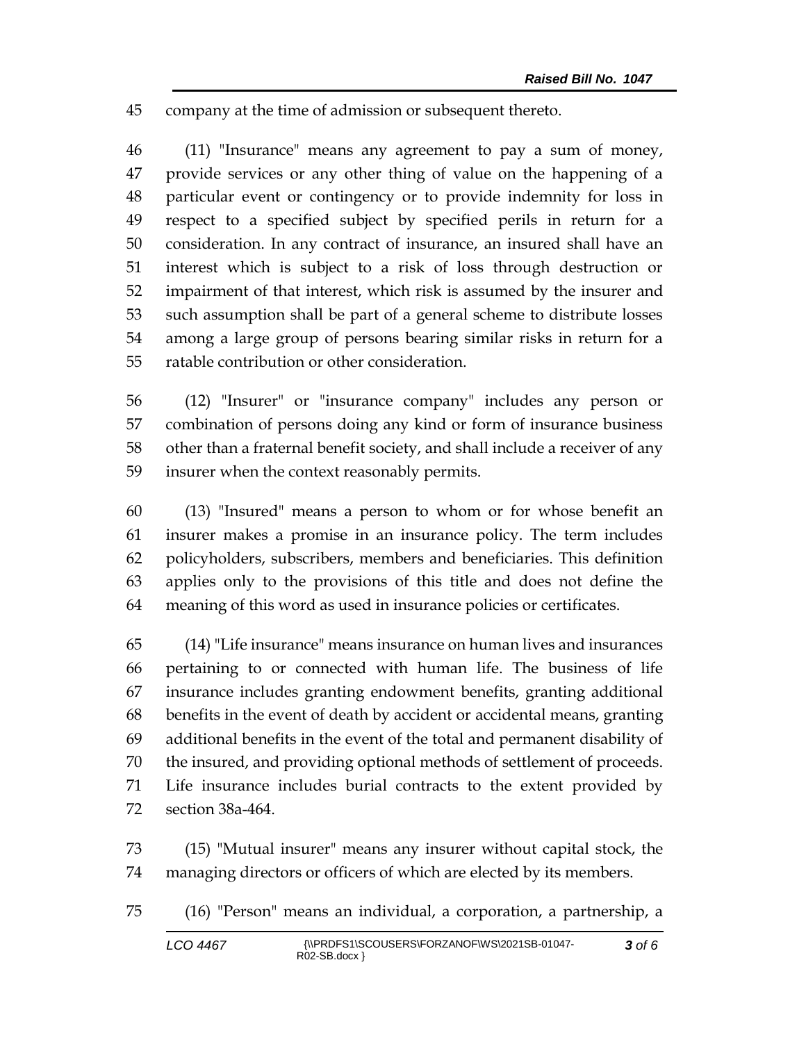company at the time of admission or subsequent thereto.

(11) "Insurance" means any agreement to pay a sum of money, provide services or any other thing of value on the happening of a particular event or contingency or to provide indemnity for loss in respect to a specified subject by specified perils in return for a consideration. In any contract of insurance, an insured shall have an interest which is subject to a risk of loss through destruction or impairment of that interest, which risk is assumed by the insurer and such assumption shall be part of a general scheme to distribute losses among a large group of persons bearing similar risks in return for a ratable contribution or other consideration.

(12) "Insurer" or "insurance company" includes any person or combination of persons doing any kind or form of insurance business other than a fraternal benefit society, and shall include a receiver of any insurer when the context reasonably permits.

(13) "Insured" means a person to whom or for whose benefit an insurer makes a promise in an insurance policy. The term includes policyholders, subscribers, members and beneficiaries. This definition applies only to the provisions of this title and does not define the meaning of this word as used in insurance policies or certificates.

(14) "Life insurance" means insurance on human lives and insurances pertaining to or connected with human life. The business of life insurance includes granting endowment benefits, granting additional benefits in the event of death by accident or accidental means, granting additional benefits in the event of the total and permanent disability of the insured, and providing optional methods of settlement of proceeds. Life insurance includes burial contracts to the extent provided by section 38a-464.

(15) "Mutual insurer" means any insurer without capital stock, the managing directors or officers of which are elected by its members.

(16) "Person" means an individual, a corporation, a partnership, a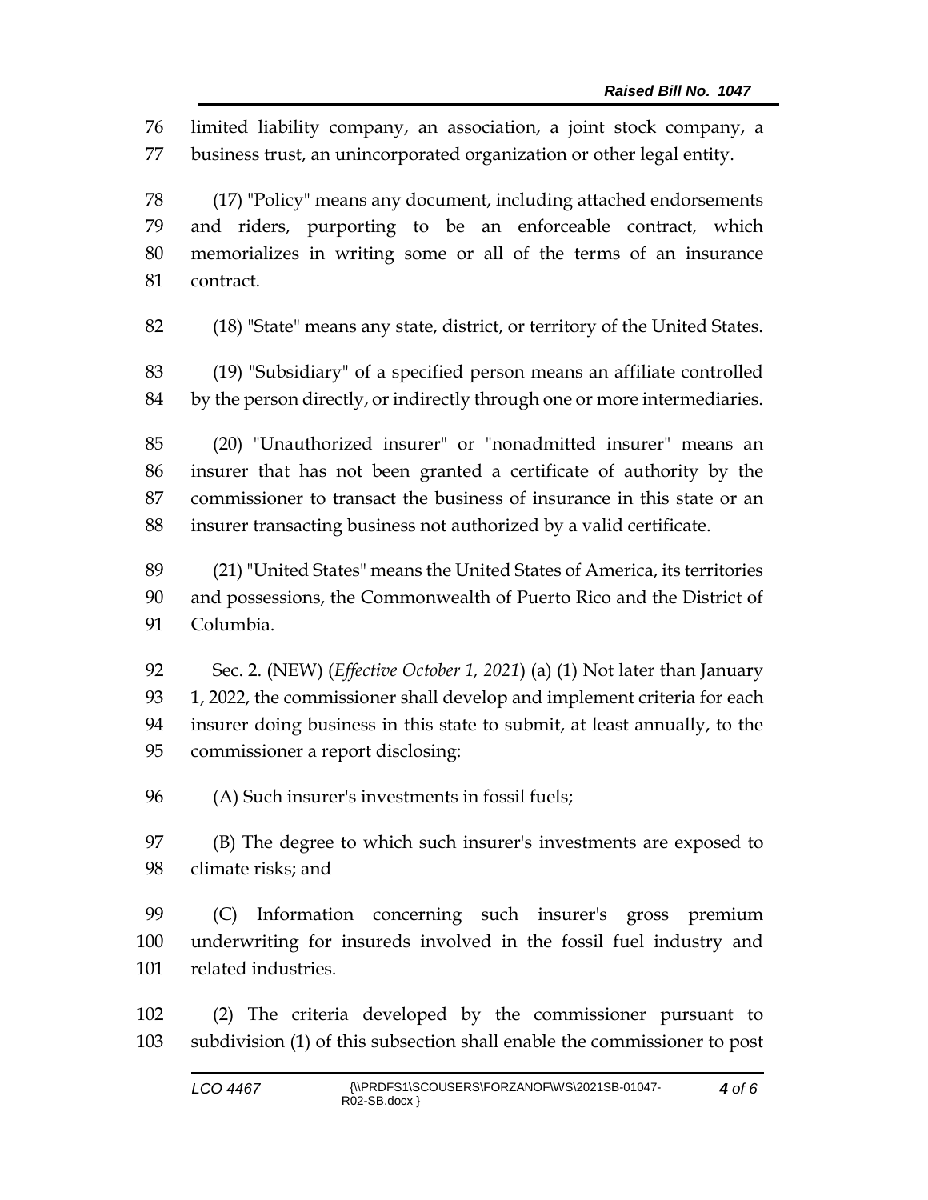limited liability company, an association, a joint stock company, a business trust, an unincorporated organization or other legal entity.

(17) "Policy" means any document, including attached endorsements and riders, purporting to be an enforceable contract, which memorializes in writing some or all of the terms of an insurance contract.

(18) "State" means any state, district, or territory of the United States.

(19) "Subsidiary" of a specified person means an affiliate controlled by the person directly, or indirectly through one or more intermediaries.

(20) "Unauthorized insurer" or "nonadmitted insurer" means an insurer that has not been granted a certificate of authority by the commissioner to transact the business of insurance in this state or an insurer transacting business not authorized by a valid certificate.

(21) "United States" means the United States of America, its territories and possessions, the Commonwealth of Puerto Rico and the District of Columbia.

Sec. 2. (NEW) (*Effective October 1, 2021*) (a) (1) Not later than January 1, 2022, the commissioner shall develop and implement criteria for each insurer doing business in this state to submit, at least annually, to the commissioner a report disclosing:

(A) Such insurer's investments in fossil fuels;

(B) The degree to which such insurer's investments are exposed to climate risks; and

(C) Information concerning such insurer's gross premium underwriting for insureds involved in the fossil fuel industry and related industries.

(2) The criteria developed by the commissioner pursuant to subdivision (1) of this subsection shall enable the commissioner to post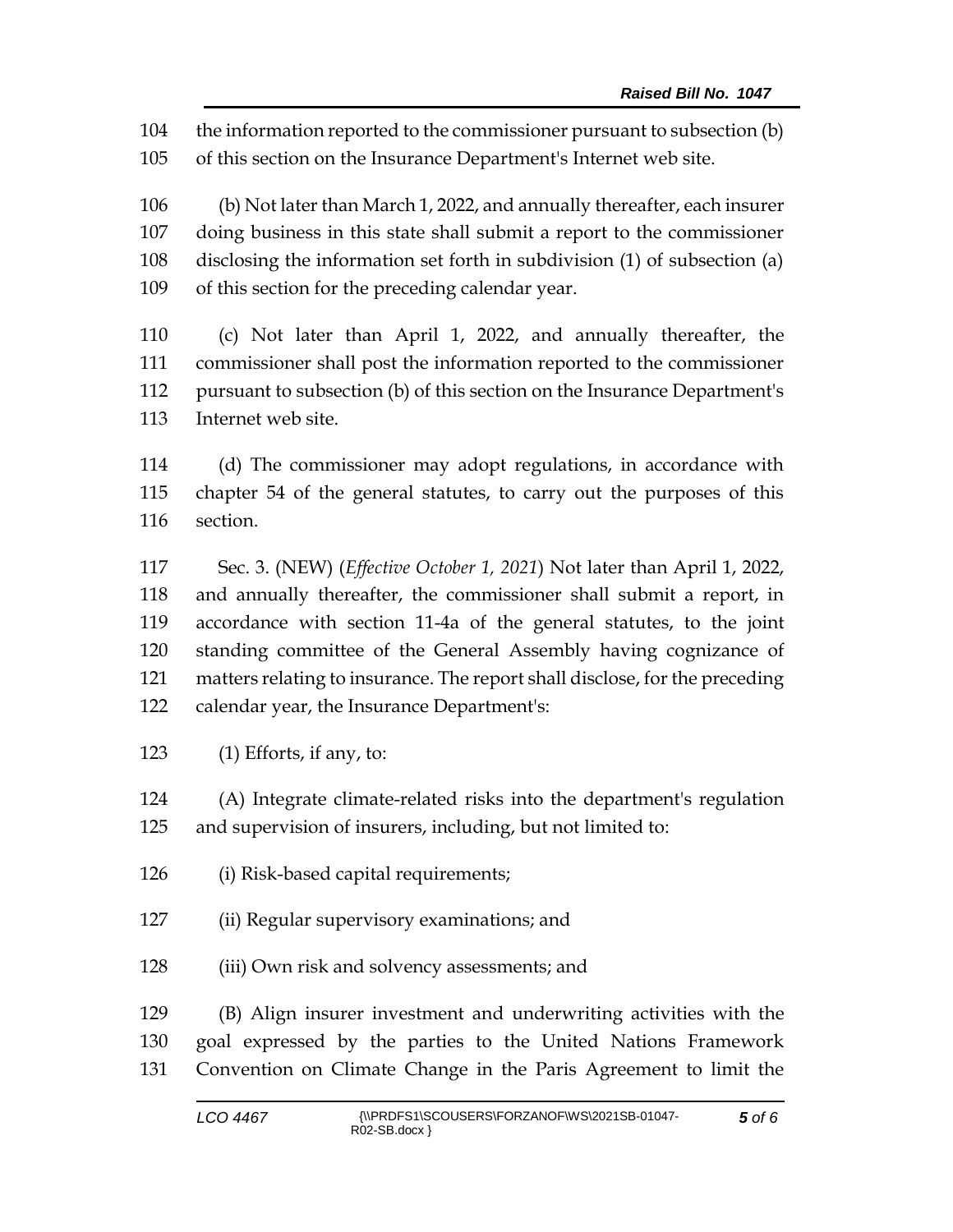the information reported to the commissioner pursuant to subsection (b) of this section on the Insurance Department's Internet web site.

(b) Not later than March 1, 2022, and annually thereafter, each insurer doing business in this state shall submit a report to the commissioner disclosing the information set forth in subdivision (1) of subsection (a) of this section for the preceding calendar year.

(c) Not later than April 1, 2022, and annually thereafter, the commissioner shall post the information reported to the commissioner pursuant to subsection (b) of this section on the Insurance Department's Internet web site.

(d) The commissioner may adopt regulations, in accordance with chapter 54 of the general statutes, to carry out the purposes of this section.

Sec. 3. (NEW) (*Effective October 1, 2021*) Not later than April 1, 2022, and annually thereafter, the commissioner shall submit a report, in accordance with section 11-4a of the general statutes, to the joint standing committee of the General Assembly having cognizance of matters relating to insurance. The report shall disclose, for the preceding calendar year, the Insurance Department's:

(1) Efforts, if any, to:

(A) Integrate climate-related risks into the department's regulation and supervision of insurers, including, but not limited to:

(i) Risk-based capital requirements;

(ii) Regular supervisory examinations; and

(iii) Own risk and solvency assessments; and

(B) Align insurer investment and underwriting activities with the goal expressed by the parties to the United Nations Framework Convention on Climate Change in the Paris Agreement to limit the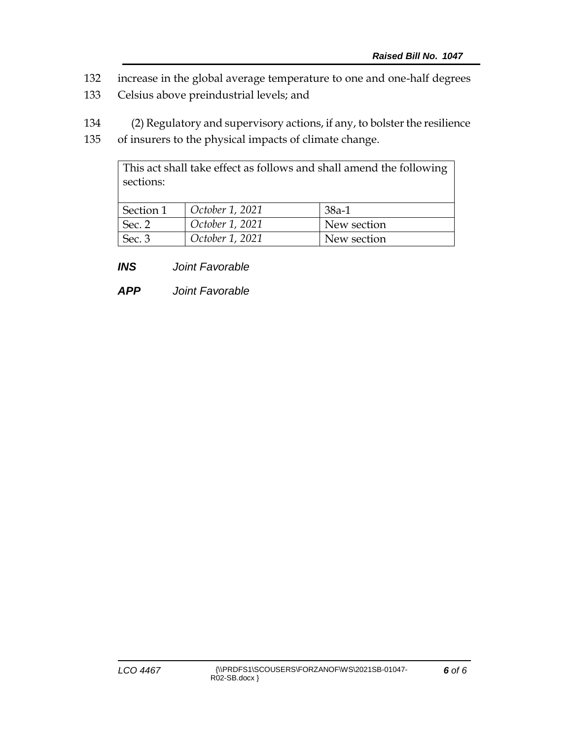132 increase in the global average temperature to one and one-half degrees
133 Celsius above preindustrial levels; and

134 (2) Regulatory and supervisory actions, if any, to bolster the resilience
135 of insurers to the physical impacts of climate change.

| This act shall take effect as follows and shall amend the following sections: | | |
|---|---|---|
| Section 1 | *October 1, 2021* | 38a-1 |
| Sec. 2 | *October 1, 2021* | New section |
| Sec. 3 | *October 1, 2021* | New section |

***INS*** *Joint Favorable*

***APP*** *Joint Favorable*

*LCO 4467* {\\PRDFS1\SCOUSERS\FORZANOF\WS\2021SB-01047-R02-SB.docx }